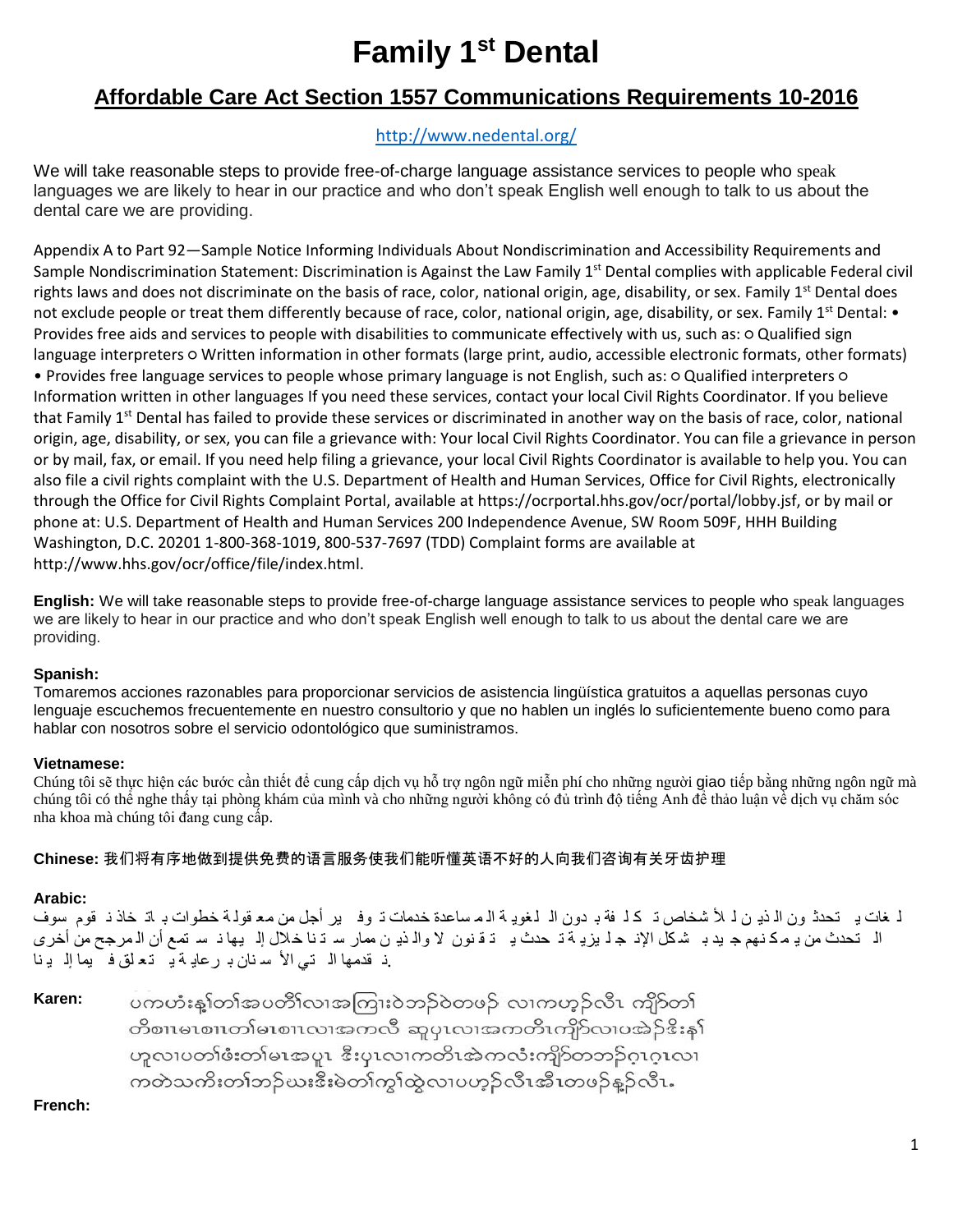# Family 1st Dental

## Affordable Care Act Section 1557 Communications Requirements 10-2016

http://www.nedental.org/

We will take reasonable steps to provide free-of-charge language assistance services to people who speak languages we are likely to hear in our practice and who don't speak English well enough to talk to us about the dental care we are providing.

Appendix A to Part 92—Sample Notice Informing Individuals About Nondiscrimination and Accessibility Requirements and Sample Nondiscrimination Statement: Discrimination is Against the Law Family 1st Dental complies with applicable Federal civil rights laws and does not discriminate on the basis of race, color, national origin, age, disability, or sex. Family 1st Dental does not exclude people or treat them differently because of race, color, national origin, age, disability, or sex. Family 1st Dental: • Provides free aids and services to people with disabilities to communicate effectively with us, such as: ○ Qualified sign language interpreters ○ Written information in other formats (large print, audio, accessible electronic formats, other formats) • Provides free language services to people whose primary language is not English, such as: ○ Qualified interpreters ○ Information written in other languages If you need these services, contact your local Civil Rights Coordinator. If you believe that Family 1st Dental has failed to provide these services or discriminated in another way on the basis of race, color, national origin, age, disability, or sex, you can file a grievance with: Your local Civil Rights Coordinator. You can file a grievance in person or by mail, fax, or email. If you need help filing a grievance, your local Civil Rights Coordinator is available to help you. You can also file a civil rights complaint with the U.S. Department of Health and Human Services, Office for Civil Rights, electronically through the Office for Civil Rights Complaint Portal, available at https://ocrportal.hhs.gov/ocr/portal/lobby.jsf, or by mail or phone at: U.S. Department of Health and Human Services 200 Independence Avenue, SW Room 509F, HHH Building Washington, D.C. 20201 1-800-368-1019, 800-537-7697 (TDD) Complaint forms are available at http://www.hhs.gov/ocr/office/file/index.html.

**English:** We will take reasonable steps to provide free-of-charge language assistance services to people who speak languages we are likely to hear in our practice and who don't speak English well enough to talk to us about the dental care we are providing.

**Spanish:**
Tomaremos acciones razonables para proporcionar servicios de asistencia lingüística gratuitos a aquellas personas cuyo lenguaje escuchemos frecuentemente en nuestro consultorio y que no hablen un inglés lo suficientemente bueno como para hablar con nosotros sobre el servicio odontológico que suministramos.

**Vietnamese:**
Chúng tôi sẽ thực hiện các bước cần thiết để cung cấp dịch vụ hỗ trợ ngôn ngữ miễn phí cho những người giao tiếp bằng những ngôn ngữ mà chúng tôi có thể nghe thấy tại phòng khám của mình và cho những người không có đủ trình độ tiếng Anh để thảo luận về dịch vụ chăm sóc nha khoa mà chúng tôi đang cung cấp.

**Chinese:** 我们将有序地做到提供免费的语言服务使我们能听懂英语不好的人向我们咨询有关牙齿护理

**Arabic:**
سوف نقوم باتخاذ خطوات معقولة من أجل توفير خدمات المساعدة اللغوية بدون تكلفة للأشخاص الذين يتحدثون اللغات التي من المرجح أن نستمع إليها خلال ممارستنا والذين لا يتقنون التحدث باللغة الإنجليزية بشكل جيد بما يمكنهم من التحدث إلينا فيما يتعلق برعاية الأسنان التي نقدمها.

**Karen:** ပကဟံးန့်တၢ်အပတီၢ်လၢအကြၢးဝဲဘဉ်ဝဲတဖဉ် လၢကဟ့ဉ်လီၤ ကျိာ်တၢ်တိစၢၤမၤစၢၤတၢ်မၤစၢၤလၢအကလီ ဆူပှၤလၢအကတိၤကျိာ်လၢပအဲဉ်ဒိးန့ၢ် ဟူလၢပတၢ်ဖံးတၢ်မၤအပူၤ ဒီးပှၤလၢကတိၤအဲကလံးကျိာ်တဘဉ်ဂ့ၤဂ့ၤလၢ ကတဲသကိးတၢ်ဘဉ်ဃးဒီးမဲတၢ်ကွၢ်ထွဲလၢပဟ့ဉ်လီၤအီၤတဖဉ်န့ဉ်လီၤ.

**French:**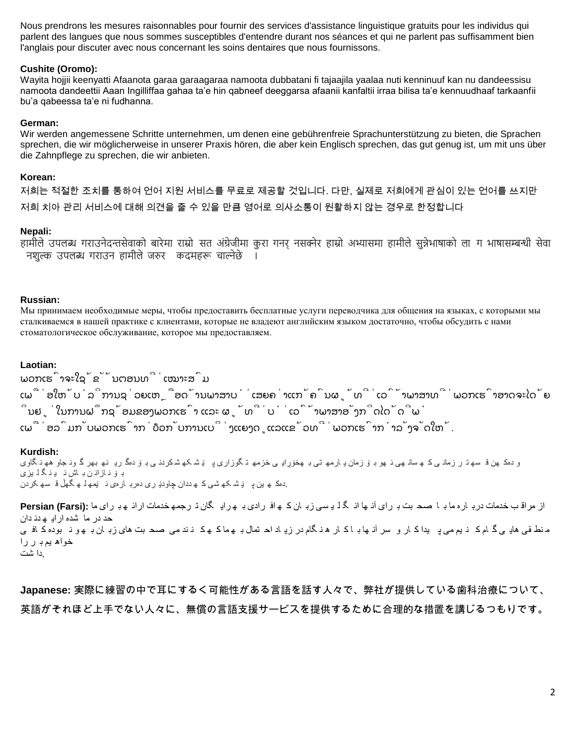Nous prendrons les mesures raisonnables pour fournir des services d'assistance linguistique gratuits pour les individus qui parlent des langues que nous sommes susceptibles d'entendre durant nos séances et qui ne parlent pas suffisamment bien l'anglais pour discuter avec nous concernant les soins dentaires que nous fournissons.

**Cushite (Oromo):**
Wayita hojjii keenyatti Afaanota garaa garaagaraa namoota dubbatani fi tajaajila yaalaa nuti kenninuuf kan nu dandeessisu namoota dandeettii Aaan Ingilliffaa gahaa ta'e hin qabneef deeggarsa afaanii kanfaltii irraa bilisa ta'e kennuudhaaf tarkaanfii bu'a qabeessa ta'e ni fudhanna.

**German:**
Wir werden angemessene Schritte unternehmen, um denen eine gebührenfreie Sprachunterstützung zu bieten, die Sprachen sprechen, die wir möglicherweise in unserer Praxis hören, die aber kein Englisch sprechen, das gut genug ist, um mit uns über die Zahnpflege zu sprechen, die wir anbieten.

**Korean:**
저희는 적절한 조치를 통하여 언어 지원 서비스를 무료로 제공할 것입니다. 다만, 실제로 저희에게 관심이 있는 언어를 쓰지만 저희 치아 관리 서비스에 대해 의견을 줄 수 있을 만큼 영어로 의사소통이 원활하지 않는 경우로 한정합니다

**Nepali:**
हामीले उपलब्ध गराउनेदन्तसेवाको बारेमा राम्रो सत अंग्रेजीमा कुरा गनर् नसक्नेर हाम्रो अभ्यासमा हामीले सुन्नेभाषाको ला ग भाषासम्बन्धी सेवा नशुल्क उपलब्ध गराउन हामीले जरुर कदमहरू चाल्नेछे ।

**Russian:**
Мы принимаем необходимые меры, чтобы предоставить бесплатные услуги переводчика для общения на языках, с которыми мы сталкиваемся в нашей практике с клиентами, которые не владеют английским языком достаточно, чтобы обсудить с нами стоматологическое обслуживание, которое мы предоставляем.

**Laotian:**
ພວກເຮົາຈະໃຊ້ຂັ້ນຕອນທີ່ເໝາະສົມ
ເພື່ອໃຫ້ບໍລິການຊ່ວຍເຫຼືອດ້ານພາສາບໍ່ເສຍຄ່າແກ່ຄົນຜູ້ທີ່ເວົ້າພາສາທີ່ພວກເຮົາອາດຈະໄດ້ຍິນຢູ່ໃນການຝຶກຊ້ອມຂອງພວກເຮົາ ແລະ ຜູ້ທີ່ບໍ່ເວົ້າພາສາອັງກິດໄດ້ດີພໍ
ເພື່ອລົມກັບພວກເຮົາກ່ຽວກັບການເບິ່ງແຍງແຂ້ວທີ່ພວກເຮົາກໍາລັງຈັດໃຫ້.

**Kurdish:**
وەکو هەنگاوێکی گونجاو ئێمە خزمەتگوزاری بێبەرامبەری وەرگێڕان پێشکەش دەکەین بۆ ئەو کەسانەی کە بە زمانێک قسە دەکەن و بە باشی ئینگلیزی نازانن بۆ ئەوەی لەگەڵ ئێمە دەربارەی چاودێری ددان کە پێشکەشی دەکەین قسە بکەن.

**Persian (Farsi):** از مراقب خدمات دربارە ما با صحبت برای آنها اندکی کە افرادی بە زبان خدمات ارائە برای ما شده ارائە دهندە دندان منطقی های ی گام کنیم می پیدا کار و سر آنها با کار هنگام در زیاد احتمال بە ما کە کنند می صحبت های زبان بە و نبوده کافی خواهیم برا داشت.

**Japanese:** 実際に練習の中で耳にするく可能性がある言語を話す人々で、弊社が提供している歯科治療について、英語がそれほど上手でない人々に、無償の言語支援サービスを提供するために合理的な措置を講じるつもりです。